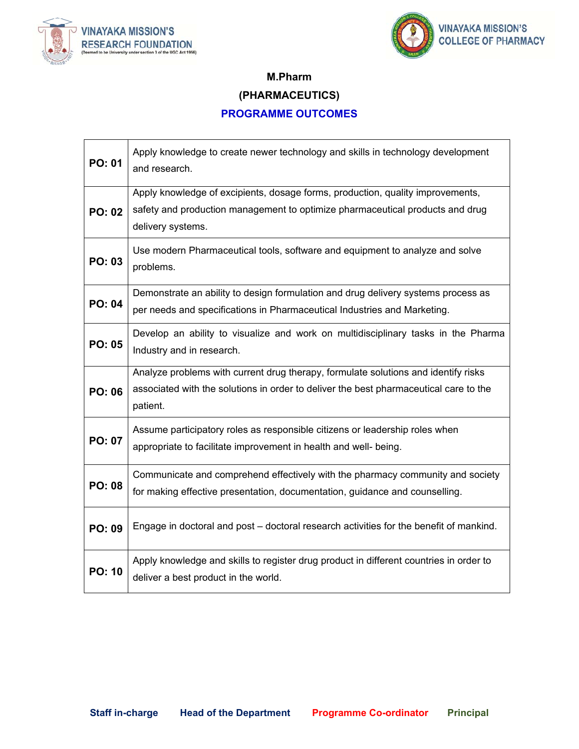VINAYAKA MISSION'S RESEARCH FOUNDATION
(Deemed to be University under section 3 of the UGC Act 1956)

VINAYAKA MISSION'S COLLEGE OF PHARMACY

# M.Pharm

# (PHARMACEUTICS)

## PROGRAMME OUTCOMES

| | |
|---|---|
| **PO: 01** | Apply knowledge to create newer technology and skills in technology development and research. |
| **PO: 02** | Apply knowledge of excipients, dosage forms, production, quality improvements, safety and production management to optimize pharmaceutical products and drug delivery systems. |
| **PO: 03** | Use modern Pharmaceutical tools, software and equipment to analyze and solve problems. |
| **PO: 04** | Demonstrate an ability to design formulation and drug delivery systems process as per needs and specifications in Pharmaceutical Industries and Marketing. |
| **PO: 05** | Develop an ability to visualize and work on multidisciplinary tasks in the Pharma Industry and in research. |
| **PO: 06** | Analyze problems with current drug therapy, formulate solutions and identify risks associated with the solutions in order to deliver the best pharmaceutical care to the patient. |
| **PO: 07** | Assume participatory roles as responsible citizens or leadership roles when appropriate to facilitate improvement in health and well- being. |
| **PO: 08** | Communicate and comprehend effectively with the pharmacy community and society for making effective presentation, documentation, guidance and counselling. |
| **PO: 09** | Engage in doctoral and post – doctoral research activities for the benefit of mankind. |
| **PO: 10** | Apply knowledge and skills to register drug product in different countries in order to deliver a best product in the world. |

**Staff in-charge** **Head of the Department** **Programme Co-ordinator** **Principal**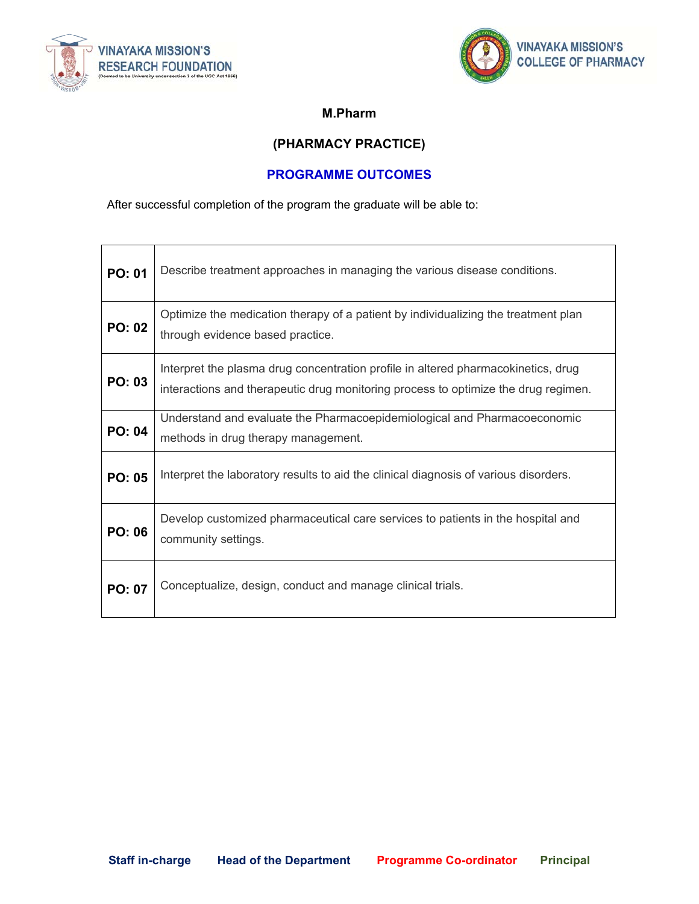VINAYAKA MISSION'S RESEARCH FOUNDATION
(Deemed to be University under section 3 of the UGC Act 1956)

VINAYAKA MISSION'S COLLEGE OF PHARMACY

**M.Pharm**

**(PHARMACY PRACTICE)**

## PROGRAMME OUTCOMES

After successful completion of the program the graduate will be able to:

| | |
|---|---|
| **PO: 01** | Describe treatment approaches in managing the various disease conditions. |
| **PO: 02** | Optimize the medication therapy of a patient by individualizing the treatment plan through evidence based practice. |
| **PO: 03** | Interpret the plasma drug concentration profile in altered pharmacokinetics, drug interactions and therapeutic drug monitoring process to optimize the drug regimen. |
| **PO: 04** | Understand and evaluate the Pharmacoepidemiological and Pharmacoeconomic methods in drug therapy management. |
| **PO: 05** | Interpret the laboratory results to aid the clinical diagnosis of various disorders. |
| **PO: 06** | Develop customized pharmaceutical care services to patients in the hospital and community settings. |
| **PO: 07** | Conceptualize, design, conduct and manage clinical trials. |

**Staff in-charge** **Head of the Department** **Programme Co-ordinator** **Principal**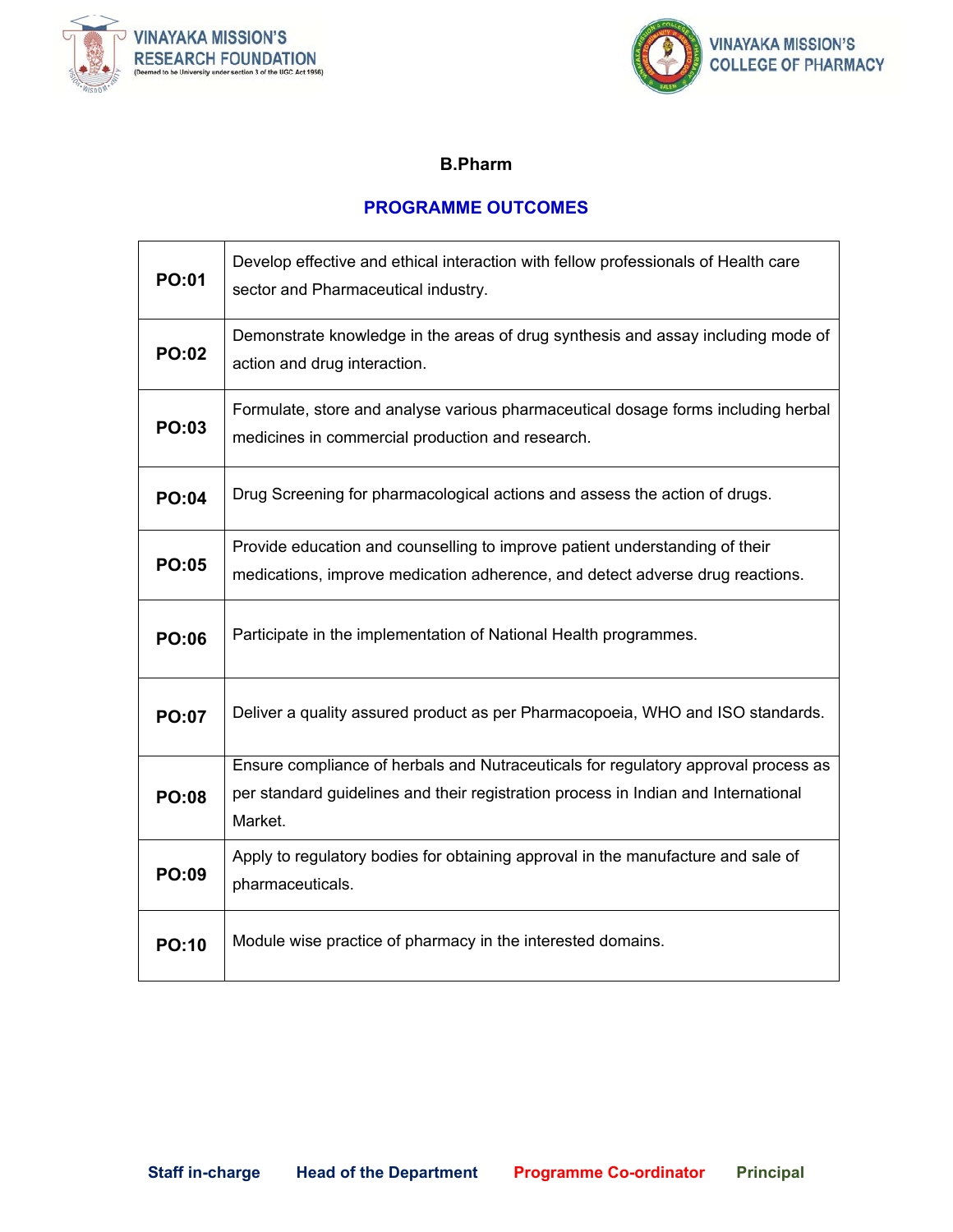VINAYAKA MISSION'S RESEARCH FOUNDATION
(Deemed to be University under section 3 of the UGC Act 1956)

VINAYAKA MISSION'S COLLEGE OF PHARMACY

## B.Pharm

## PROGRAMME OUTCOMES

| | |
|---|---|
| **PO:01** | Develop effective and ethical interaction with fellow professionals of Health care sector and Pharmaceutical industry. |
| **PO:02** | Demonstrate knowledge in the areas of drug synthesis and assay including mode of action and drug interaction. |
| **PO:03** | Formulate, store and analyse various pharmaceutical dosage forms including herbal medicines in commercial production and research. |
| **PO:04** | Drug Screening for pharmacological actions and assess the action of drugs. |
| **PO:05** | Provide education and counselling to improve patient understanding of their medications, improve medication adherence, and detect adverse drug reactions. |
| **PO:06** | Participate in the implementation of National Health programmes. |
| **PO:07** | Deliver a quality assured product as per Pharmacopoeia, WHO and ISO standards. |
| **PO:08** | Ensure compliance of herbals and Nutraceuticals for regulatory approval process as per standard guidelines and their registration process in Indian and International Market. |
| **PO:09** | Apply to regulatory bodies for obtaining approval in the manufacture and sale of pharmaceuticals. |
| **PO:10** | Module wise practice of pharmacy in the interested domains. |

**Staff in-charge** **Head of the Department** **Programme Co-ordinator** **Principal**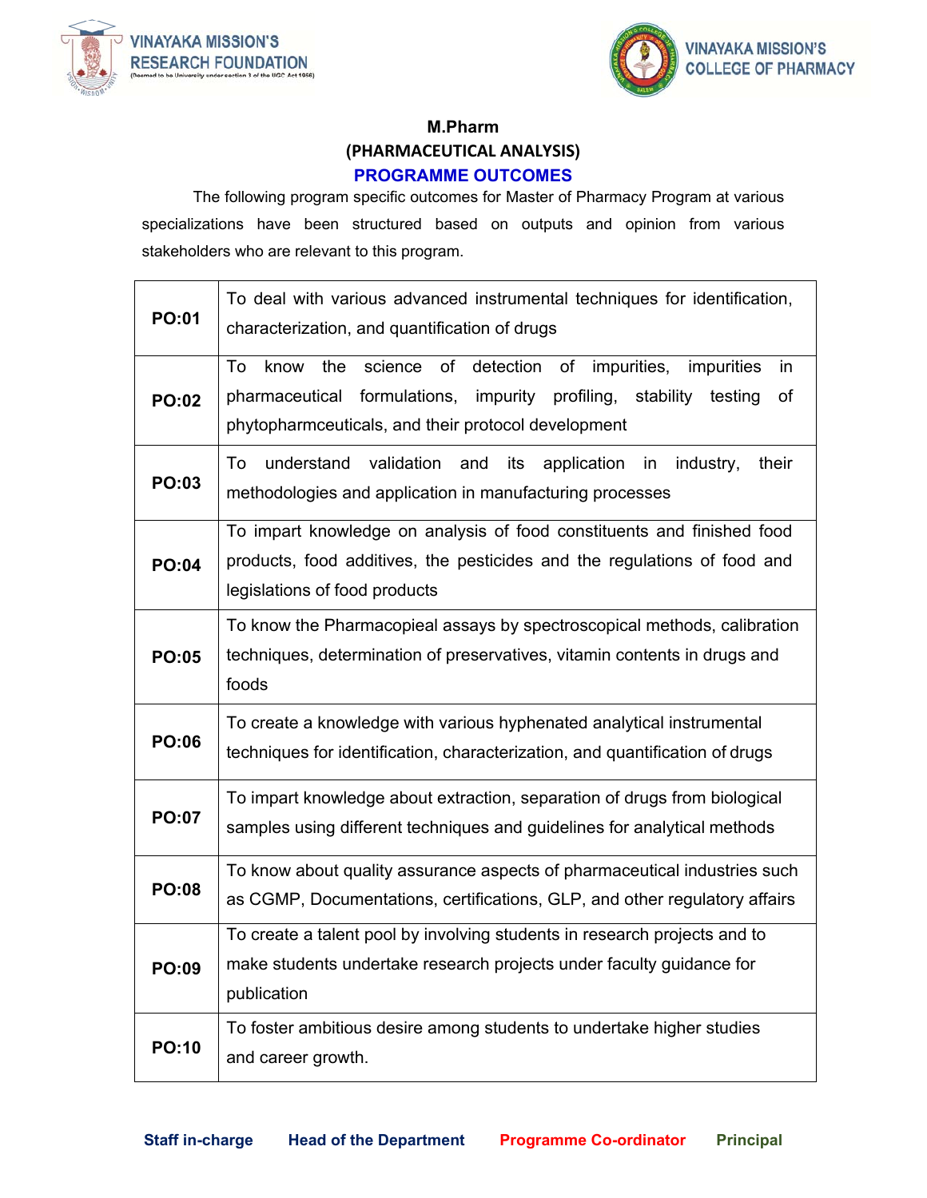VINAYAKA MISSION'S RESEARCH FOUNDATION
(Deemed to be University under section 3 of the UGC Act 1956)

VINAYAKA MISSION'S COLLEGE OF PHARMACY

**M.Pharm**

**(PHARMACEUTICAL ANALYSIS)**

## PROGRAMME OUTCOMES

The following program specific outcomes for Master of Pharmacy Program at various specializations have been structured based on outputs and opinion from various stakeholders who are relevant to this program.

| | |
|---|---|
| **PO:01** | To deal with various advanced instrumental techniques for identification, characterization, and quantification of drugs |
| **PO:02** | To know the science of detection of impurities, impurities in pharmaceutical formulations, impurity profiling, stability testing of phytopharmceuticals, and their protocol development |
| **PO:03** | To understand validation and its application in industry, their methodologies and application in manufacturing processes |
| **PO:04** | To impart knowledge on analysis of food constituents and finished food products, food additives, the pesticides and the regulations of food and legislations of food products |
| **PO:05** | To know the Pharmacopieal assays by spectroscopical methods, calibration techniques, determination of preservatives, vitamin contents in drugs and foods |
| **PO:06** | To create a knowledge with various hyphenated analytical instrumental techniques for identification, characterization, and quantification of drugs |
| **PO:07** | To impart knowledge about extraction, separation of drugs from biological samples using different techniques and guidelines for analytical methods |
| **PO:08** | To know about quality assurance aspects of pharmaceutical industries such as CGMP, Documentations, certifications, GLP, and other regulatory affairs |
| **PO:09** | To create a talent pool by involving students in research projects and to make students undertake research projects under faculty guidance for publication |
| **PO:10** | To foster ambitious desire among students to undertake higher studies and career growth. |

**Staff in-charge** **Head of the Department** **Programme Co-ordinator** **Principal**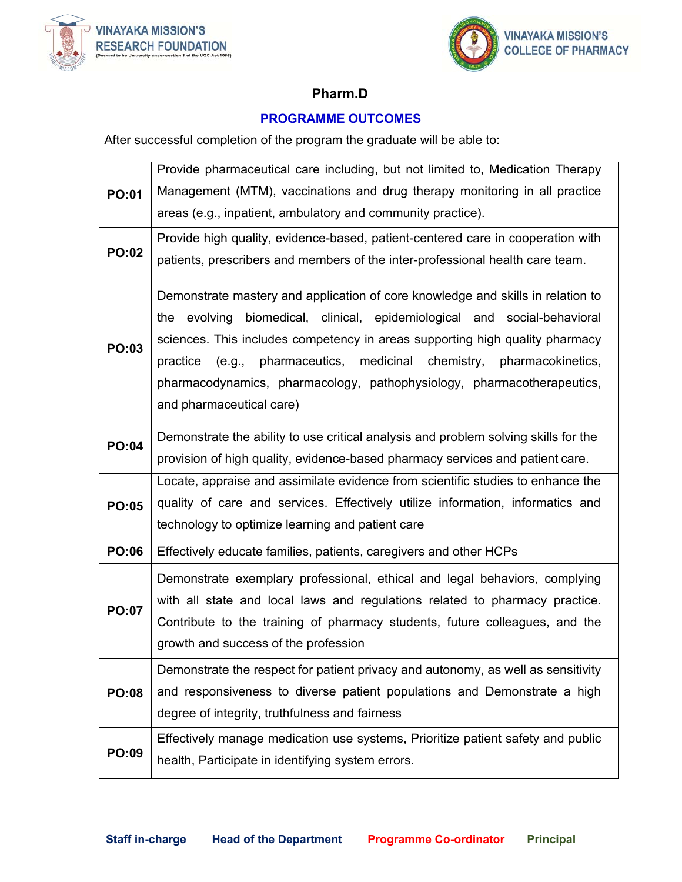VINAYAKA MISSION'S RESEARCH FOUNDATION (Deemed to be University under section 3 of the UGC Act 1956)

VINAYAKA MISSION'S COLLEGE OF PHARMACY

# Pharm.D

## PROGRAMME OUTCOMES

After successful completion of the program the graduate will be able to:

| | |
|---|---|
| **PO:01** | Provide pharmaceutical care including, but not limited to, Medication Therapy Management (MTM), vaccinations and drug therapy monitoring in all practice areas (e.g., inpatient, ambulatory and community practice). |
| **PO:02** | Provide high quality, evidence-based, patient-centered care in cooperation with patients, prescribers and members of the inter-professional health care team. |
| **PO:03** | Demonstrate mastery and application of core knowledge and skills in relation to the evolving biomedical, clinical, epidemiological and social-behavioral sciences. This includes competency in areas supporting high quality pharmacy practice (e.g., pharmaceutics, medicinal chemistry, pharmacokinetics, pharmacodynamics, pharmacology, pathophysiology, pharmacotherapeutics, and pharmaceutical care) |
| **PO:04** | Demonstrate the ability to use critical analysis and problem solving skills for the provision of high quality, evidence-based pharmacy services and patient care. |
| **PO:05** | Locate, appraise and assimilate evidence from scientific studies to enhance the quality of care and services. Effectively utilize information, informatics and technology to optimize learning and patient care |
| **PO:06** | Effectively educate families, patients, caregivers and other HCPs |
| **PO:07** | Demonstrate exemplary professional, ethical and legal behaviors, complying with all state and local laws and regulations related to pharmacy practice. Contribute to the training of pharmacy students, future colleagues, and the growth and success of the profession |
| **PO:08** | Demonstrate the respect for patient privacy and autonomy, as well as sensitivity and responsiveness to diverse patient populations and Demonstrate a high degree of integrity, truthfulness and fairness |
| **PO:09** | Effectively manage medication use systems, Prioritize patient safety and public health, Participate in identifying system errors. |

**Staff in-charge** **Head of the Department** **Programme Co-ordinator** **Principal**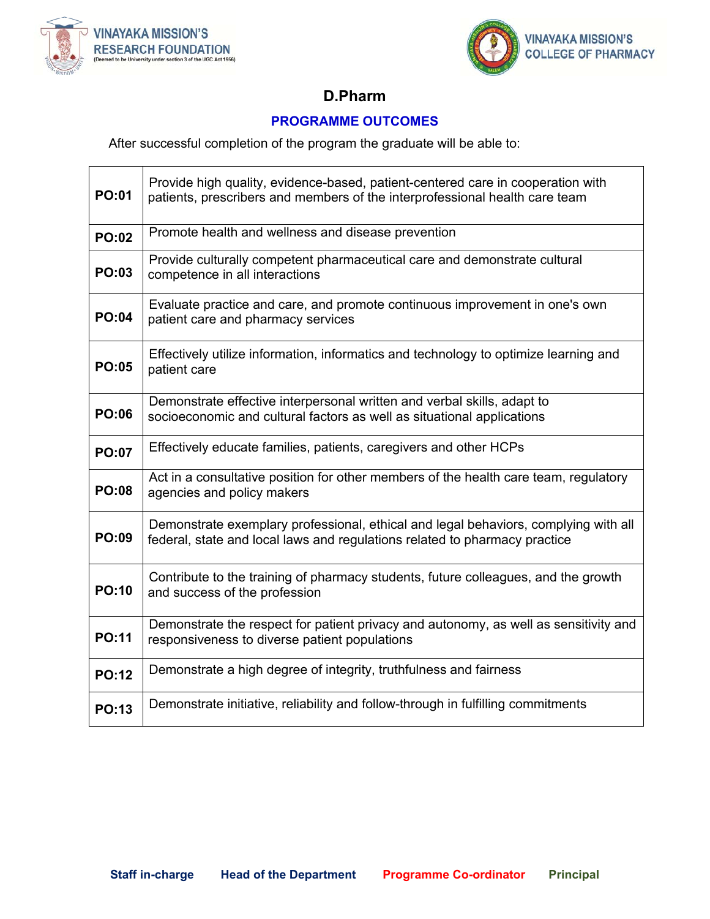VINAYAKA MISSION'S RESEARCH FOUNDATION
(Deemed to be University under section 3 of the UGC Act 1956)

VINAYAKA MISSION'S COLLEGE OF PHARMACY

# D.Pharm

## PROGRAMME OUTCOMES

After successful completion of the program the graduate will be able to:

| | |
|---|---|
| **PO:01** | Provide high quality, evidence-based, patient-centered care in cooperation with patients, prescribers and members of the interprofessional health care team |
| **PO:02** | Promote health and wellness and disease prevention |
| **PO:03** | Provide culturally competent pharmaceutical care and demonstrate cultural competence in all interactions |
| **PO:04** | Evaluate practice and care, and promote continuous improvement in one's own patient care and pharmacy services |
| **PO:05** | Effectively utilize information, informatics and technology to optimize learning and patient care |
| **PO:06** | Demonstrate effective interpersonal written and verbal skills, adapt to socioeconomic and cultural factors as well as situational applications |
| **PO:07** | Effectively educate families, patients, caregivers and other HCPs |
| **PO:08** | Act in a consultative position for other members of the health care team, regulatory agencies and policy makers |
| **PO:09** | Demonstrate exemplary professional, ethical and legal behaviors, complying with all federal, state and local laws and regulations related to pharmacy practice |
| **PO:10** | Contribute to the training of pharmacy students, future colleagues, and the growth and success of the profession |
| **PO:11** | Demonstrate the respect for patient privacy and autonomy, as well as sensitivity and responsiveness to diverse patient populations |
| **PO:12** | Demonstrate a high degree of integrity, truthfulness and fairness |
| **PO:13** | Demonstrate initiative, reliability and follow-through in fulfilling commitments |

**Staff in-charge** **Head of the Department** **Programme Co-ordinator** **Principal**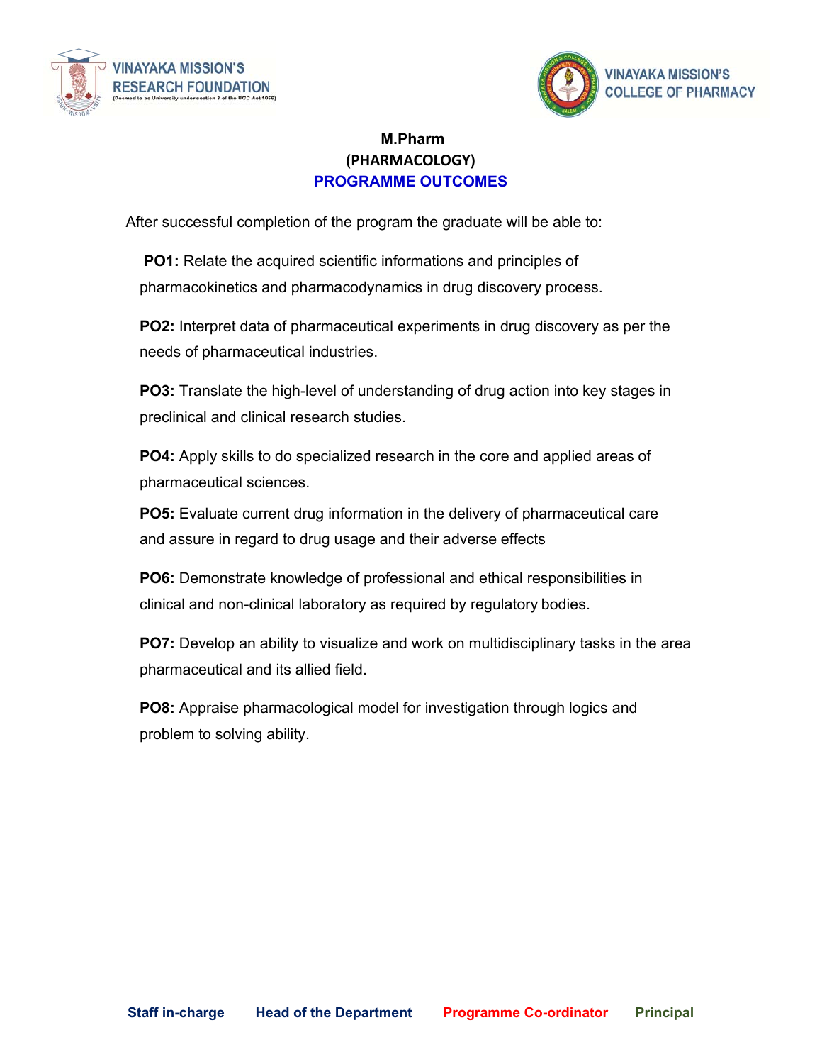VINAYAKA MISSION'S RESEARCH FOUNDATION
(Deemed to be University under section 3 of the UGC Act 1956)

VINAYAKA MISSION'S COLLEGE OF PHARMACY

# M.Pharm
# (PHARMACOLOGY)
## PROGRAMME OUTCOMES

After successful completion of the program the graduate will be able to:

**PO1:** Relate the acquired scientific informations and principles of pharmacokinetics and pharmacodynamics in drug discovery process.

**PO2:** Interpret data of pharmaceutical experiments in drug discovery as per the needs of pharmaceutical industries.

**PO3:** Translate the high-level of understanding of drug action into key stages in preclinical and clinical research studies.

**PO4:** Apply skills to do specialized research in the core and applied areas of pharmaceutical sciences.

**PO5:** Evaluate current drug information in the delivery of pharmaceutical care and assure in regard to drug usage and their adverse effects

**PO6:** Demonstrate knowledge of professional and ethical responsibilities in clinical and non-clinical laboratory as required by regulatory bodies.

**PO7:** Develop an ability to visualize and work on multidisciplinary tasks in the area pharmaceutical and its allied field.

**PO8:** Appraise pharmacological model for investigation through logics and problem to solving ability.

**Staff in-charge** **Head of the Department** **Programme Co-ordinator** **Principal**